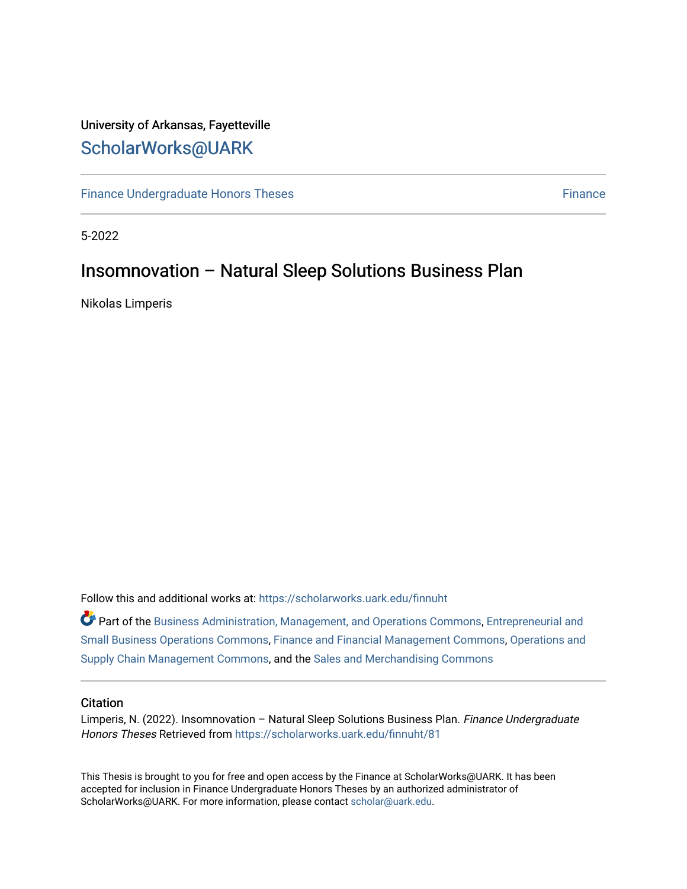University of Arkansas, Fayetteville

ScholarWorks@UARK

Finance Undergraduate Honors Theses

Finance

5-2022

# Insomnovation – Natural Sleep Solutions Business Plan

Nikolas Limperis

Follow this and additional works at: https://scholarworks.uark.edu/finnuht

Part of the Business Administration, Management, and Operations Commons, Entrepreneurial and Small Business Operations Commons, Finance and Financial Management Commons, Operations and Supply Chain Management Commons, and the Sales and Merchandising Commons

### Citation

Limperis, N. (2022). Insomnovation – Natural Sleep Solutions Business Plan. *Finance Undergraduate Honors Theses* Retrieved from https://scholarworks.uark.edu/finnuht/81

This Thesis is brought to you for free and open access by the Finance at ScholarWorks@UARK. It has been accepted for inclusion in Finance Undergraduate Honors Theses by an authorized administrator of ScholarWorks@UARK. For more information, please contact scholar@uark.edu.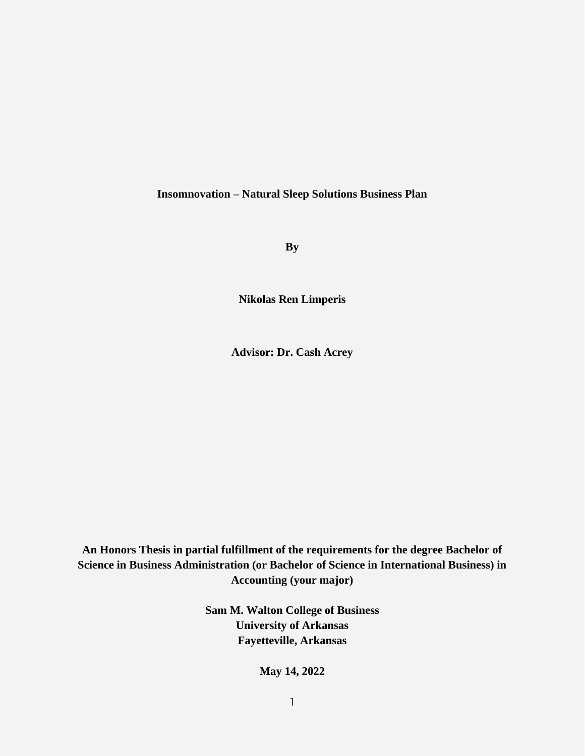**Insomnovation – Natural Sleep Solutions Business Plan**

**By**

**Nikolas Ren Limperis**

**Advisor: Dr. Cash Acrey**

**An Honors Thesis in partial fulfillment of the requirements for the degree Bachelor of Science in Business Administration (or Bachelor of Science in International Business) in Accounting (your major)**

**Sam M. Walton College of Business**
**University of Arkansas**
**Fayetteville, Arkansas**

**May 14, 2022**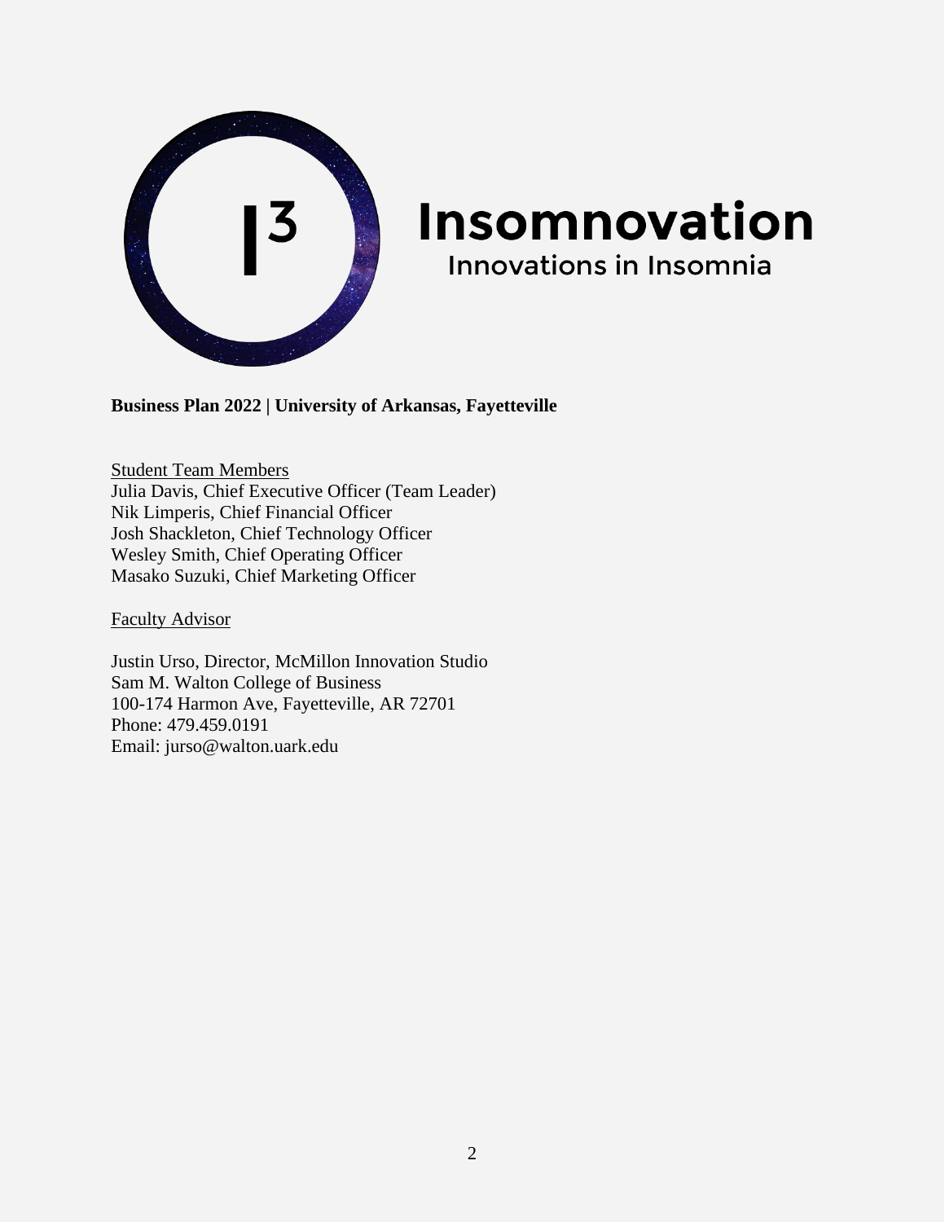# Insomnovation

Innovations in Insomnia

**Business Plan 2022 | University of Arkansas, Fayetteville**

Student Team Members

Julia Davis, Chief Executive Officer (Team Leader)
Nik Limperis, Chief Financial Officer
Josh Shackleton, Chief Technology Officer
Wesley Smith, Chief Operating Officer
Masako Suzuki, Chief Marketing Officer

Faculty Advisor

Justin Urso, Director, McMillon Innovation Studio
Sam M. Walton College of Business
100-174 Harmon Ave, Fayetteville, AR 72701
Phone: 479.459.0191
Email: jurso@walton.uark.edu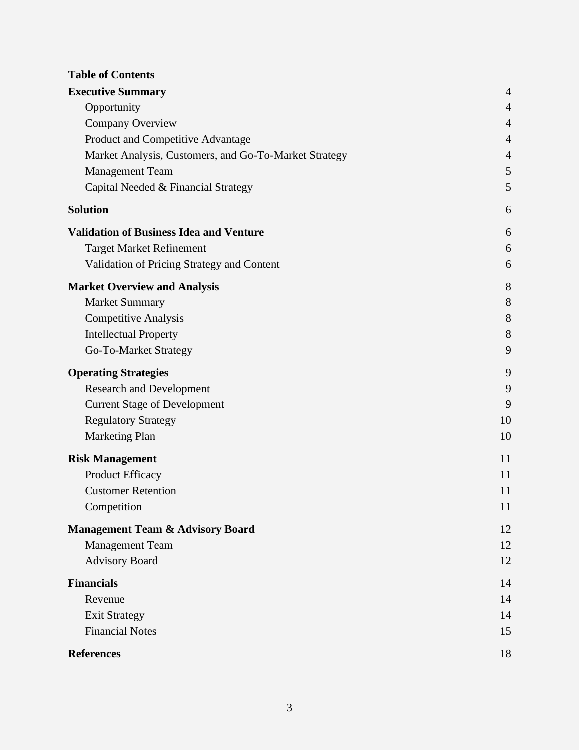**Table of Contents**

**Executive Summary** 4

- Opportunity 4
- Company Overview 4
- Product and Competitive Advantage 4
- Market Analysis, Customers, and Go-To-Market Strategy 4
- Management Team 5
- Capital Needed & Financial Strategy 5

**Solution** 6

**Validation of Business Idea and Venture** 6

- Target Market Refinement 6
- Validation of Pricing Strategy and Content 6

**Market Overview and Analysis** 8

- Market Summary 8
- Competitive Analysis 8
- Intellectual Property 8
- Go-To-Market Strategy 9

**Operating Strategies** 9

- Research and Development 9
- Current Stage of Development 9
- Regulatory Strategy 10
- Marketing Plan 10

**Risk Management** 11

- Product Efficacy 11
- Customer Retention 11
- Competition 11

**Management Team & Advisory Board** 12

- Management Team 12
- Advisory Board 12

**Financials** 14

- Revenue 14
- Exit Strategy 14
- Financial Notes 15

**References** 18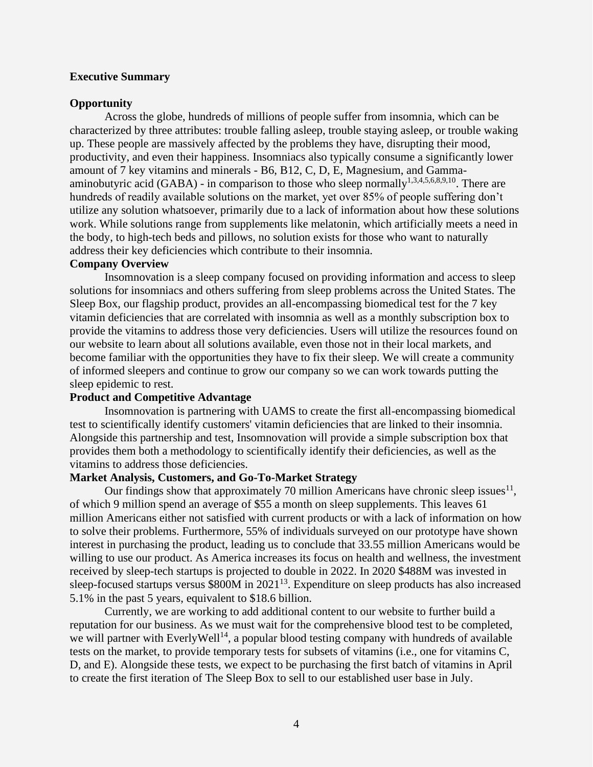**Executive Summary**

## Opportunity

Across the globe, hundreds of millions of people suffer from insomnia, which can be characterized by three attributes: trouble falling asleep, trouble staying asleep, or trouble waking up. These people are massively affected by the problems they have, disrupting their mood, productivity, and even their happiness. Insomniacs also typically consume a significantly lower amount of 7 key vitamins and minerals - B6, B12, C, D, E, Magnesium, and Gamma-aminobutyric acid (GABA) - in comparison to those who sleep normally[1,3,4,5,6,8,9,10]. There are hundreds of readily available solutions on the market, yet over 85% of people suffering don't utilize any solution whatsoever, primarily due to a lack of information about how these solutions work. While solutions range from supplements like melatonin, which artificially meets a need in the body, to high-tech beds and pillows, no solution exists for those who want to naturally address their key deficiencies which contribute to their insomnia.

## Company Overview

Insomnovation is a sleep company focused on providing information and access to sleep solutions for insomniacs and others suffering from sleep problems across the United States. The Sleep Box, our flagship product, provides an all-encompassing biomedical test for the 7 key vitamin deficiencies that are correlated with insomnia as well as a monthly subscription box to provide the vitamins to address those very deficiencies. Users will utilize the resources found on our website to learn about all solutions available, even those not in their local markets, and become familiar with the opportunities they have to fix their sleep. We will create a community of informed sleepers and continue to grow our company so we can work towards putting the sleep epidemic to rest.

## Product and Competitive Advantage

Insomnovation is partnering with UAMS to create the first all-encompassing biomedical test to scientifically identify customers' vitamin deficiencies that are linked to their insomnia. Alongside this partnership and test, Insomnovation will provide a simple subscription box that provides them both a methodology to scientifically identify their deficiencies, as well as the vitamins to address those deficiencies.

## Market Analysis, Customers, and Go-To-Market Strategy

Our findings show that approximately 70 million Americans have chronic sleep issues[11], of which 9 million spend an average of $55 a month on sleep supplements. This leaves 61 million Americans either not satisfied with current products or with a lack of information on how to solve their problems. Furthermore, 55% of individuals surveyed on our prototype have shown interest in purchasing the product, leading us to conclude that 33.55 million Americans would be willing to use our product. As America increases its focus on health and wellness, the investment received by sleep-tech startups is projected to double in 2022. In 2020 $488M was invested in sleep-focused startups versus $800M in 2021[13]. Expenditure on sleep products has also increased 5.1% in the past 5 years, equivalent to $18.6 billion.

Currently, we are working to add additional content to our website to further build a reputation for our business. As we must wait for the comprehensive blood test to be completed, we will partner with EverlyWell[14], a popular blood testing company with hundreds of available tests on the market, to provide temporary tests for subsets of vitamins (i.e., one for vitamins C, D, and E). Alongside these tests, we expect to be purchasing the first batch of vitamins in April to create the first iteration of The Sleep Box to sell to our established user base in July.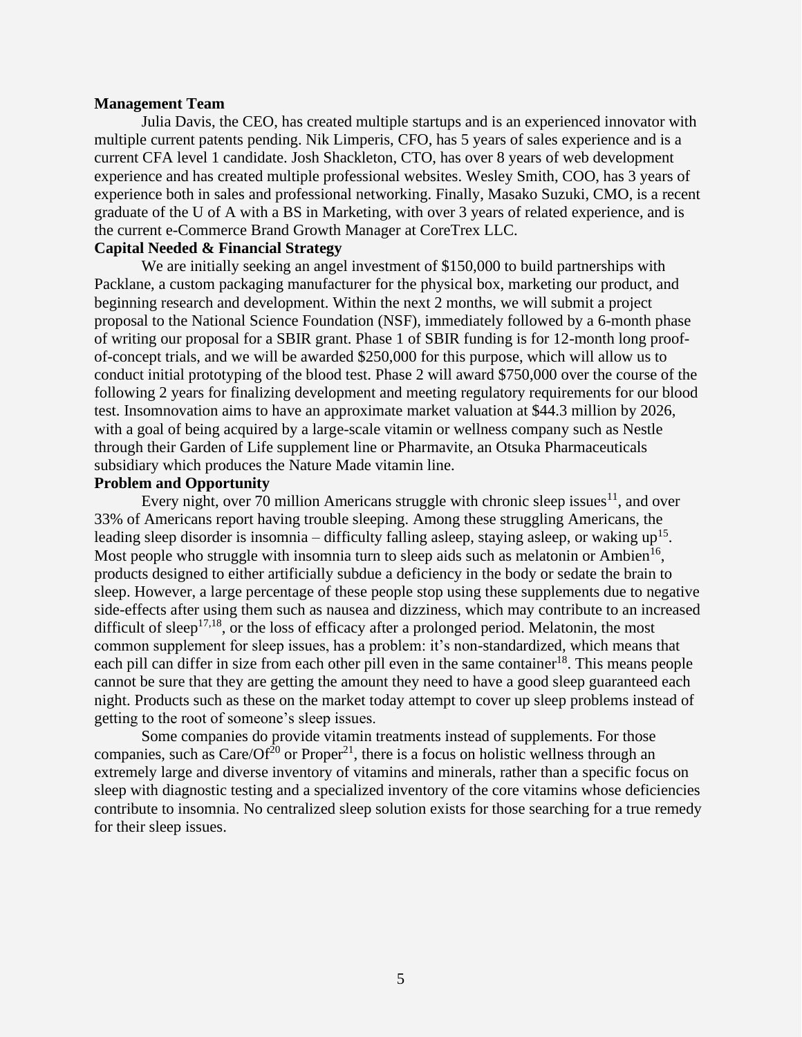**Management Team**

Julia Davis, the CEO, has created multiple startups and is an experienced innovator with multiple current patents pending. Nik Limperis, CFO, has 5 years of sales experience and is a current CFA level 1 candidate. Josh Shackleton, CTO, has over 8 years of web development experience and has created multiple professional websites. Wesley Smith, COO, has 3 years of experience both in sales and professional networking. Finally, Masako Suzuki, CMO, is a recent graduate of the U of A with a BS in Marketing, with over 3 years of related experience, and is the current e-Commerce Brand Growth Manager at CoreTrex LLC.

**Capital Needed & Financial Strategy**

We are initially seeking an angel investment of $150,000 to build partnerships with Packlane, a custom packaging manufacturer for the physical box, marketing our product, and beginning research and development. Within the next 2 months, we will submit a project proposal to the National Science Foundation (NSF), immediately followed by a 6-month phase of writing our proposal for a SBIR grant. Phase 1 of SBIR funding is for 12-month long proof-of-concept trials, and we will be awarded $250,000 for this purpose, which will allow us to conduct initial prototyping of the blood test. Phase 2 will award $750,000 over the course of the following 2 years for finalizing development and meeting regulatory requirements for our blood test. Insomnovation aims to have an approximate market valuation at $44.3 million by 2026, with a goal of being acquired by a large-scale vitamin or wellness company such as Nestle through their Garden of Life supplement line or Pharmavite, an Otsuka Pharmaceuticals subsidiary which produces the Nature Made vitamin line.

**Problem and Opportunity**

Every night, over 70 million Americans struggle with chronic sleep issues[11], and over 33% of Americans report having trouble sleeping. Among these struggling Americans, the leading sleep disorder is insomnia – difficulty falling asleep, staying asleep, or waking up[15]. Most people who struggle with insomnia turn to sleep aids such as melatonin or Ambien[16], products designed to either artificially subdue a deficiency in the body or sedate the brain to sleep. However, a large percentage of these people stop using these supplements due to negative side-effects after using them such as nausea and dizziness, which may contribute to an increased difficult of sleep[17,18], or the loss of efficacy after a prolonged period. Melatonin, the most common supplement for sleep issues, has a problem: it's non-standardized, which means that each pill can differ in size from each other pill even in the same container[18]. This means people cannot be sure that they are getting the amount they need to have a good sleep guaranteed each night. Products such as these on the market today attempt to cover up sleep problems instead of getting to the root of someone's sleep issues.

Some companies do provide vitamin treatments instead of supplements. For those companies, such as Care/Of[20] or Proper[21], there is a focus on holistic wellness through an extremely large and diverse inventory of vitamins and minerals, rather than a specific focus on sleep with diagnostic testing and a specialized inventory of the core vitamins whose deficiencies contribute to insomnia. No centralized sleep solution exists for those searching for a true remedy for their sleep issues.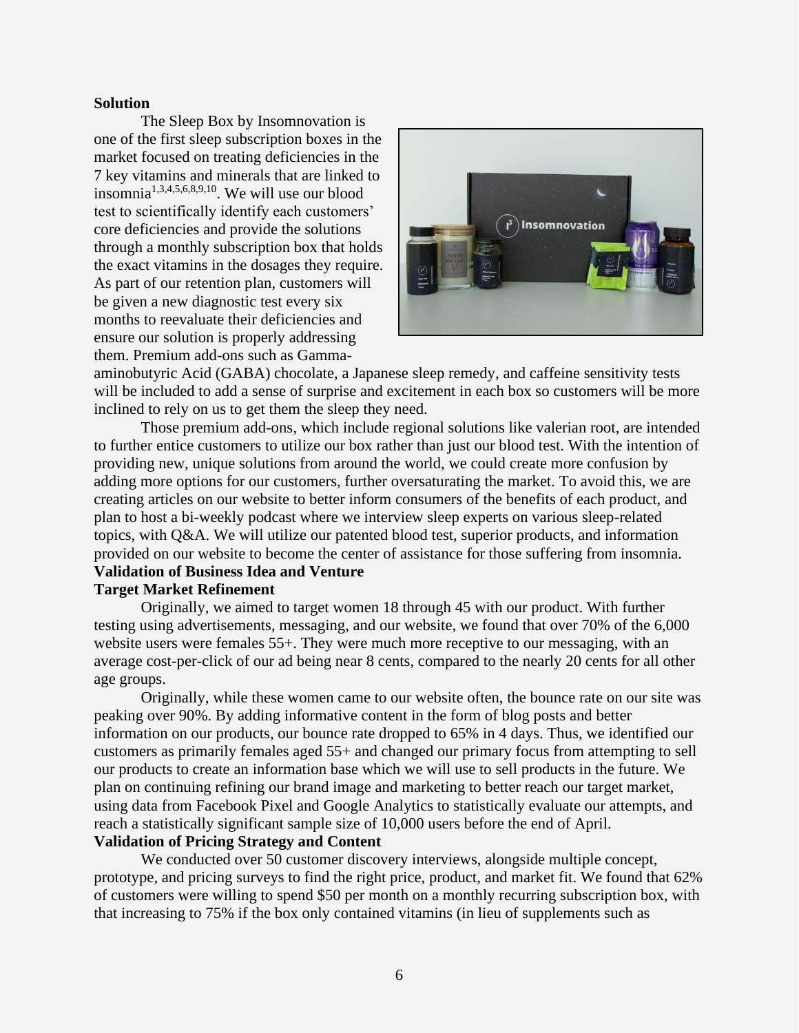**Solution**

The Sleep Box by Insomnovation is one of the first sleep subscription boxes in the market focused on treating deficiencies in the 7 key vitamins and minerals that are linked to insomnia[1,3,4,5,6,8,9,10]. We will use our blood test to scientifically identify each customers' core deficiencies and provide the solutions through a monthly subscription box that holds the exact vitamins in the dosages they require. As part of our retention plan, customers will be given a new diagnostic test every six months to reevaluate their deficiencies and ensure our solution is properly addressing them. Premium add-ons such as Gamma-aminobutyric Acid (GABA) chocolate, a Japanese sleep remedy, and caffeine sensitivity tests will be included to add a sense of surprise and excitement in each box so customers will be more inclined to rely on us to get them the sleep they need.

Those premium add-ons, which include regional solutions like valerian root, are intended to further entice customers to utilize our box rather than just our blood test. With the intention of providing new, unique solutions from around the world, we could create more confusion by adding more options for our customers, further oversaturating the market. To avoid this, we are creating articles on our website to better inform consumers of the benefits of each product, and plan to host a bi-weekly podcast where we interview sleep experts on various sleep-related topics, with Q&A. We will utilize our patented blood test, superior products, and information provided on our website to become the center of assistance for those suffering from insomnia.

**Validation of Business Idea and Venture**

**Target Market Refinement**

Originally, we aimed to target women 18 through 45 with our product. With further testing using advertisements, messaging, and our website, we found that over 70% of the 6,000 website users were females 55+. They were much more receptive to our messaging, with an average cost-per-click of our ad being near 8 cents, compared to the nearly 20 cents for all other age groups.

Originally, while these women came to our website often, the bounce rate on our site was peaking over 90%. By adding informative content in the form of blog posts and better information on our products, our bounce rate dropped to 65% in 4 days. Thus, we identified our customers as primarily females aged 55+ and changed our primary focus from attempting to sell our products to create an information base which we will use to sell products in the future. We plan on continuing refining our brand image and marketing to better reach our target market, using data from Facebook Pixel and Google Analytics to statistically evaluate our attempts, and reach a statistically significant sample size of 10,000 users before the end of April.

**Validation of Pricing Strategy and Content**

We conducted over 50 customer discovery interviews, alongside multiple concept, prototype, and pricing surveys to find the right price, product, and market fit. We found that 62% of customers were willing to spend $50 per month on a monthly recurring subscription box, with that increasing to 75% if the box only contained vitamins (in lieu of supplements such as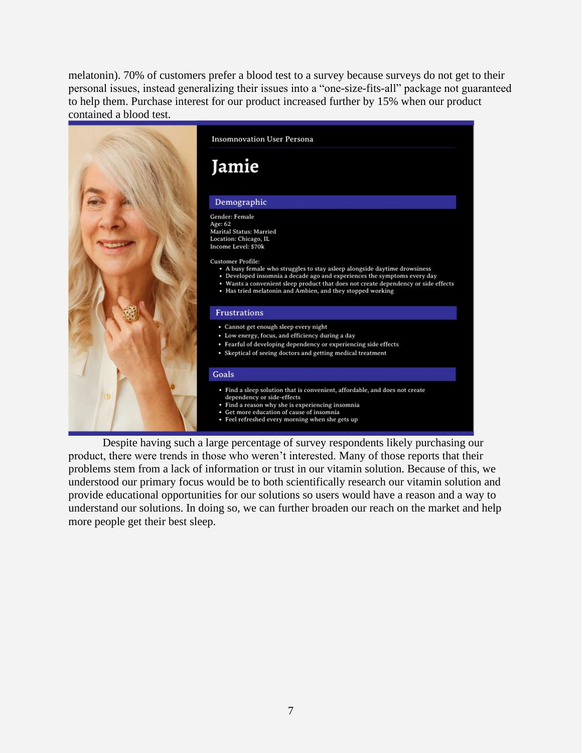melatonin). 70% of customers prefer a blood test to a survey because surveys do not get to their personal issues, instead generalizing their issues into a "one-size-fits-all" package not guaranteed to help them. Purchase interest for our product increased further by 15% when our product contained a blood test.

Insomnovation User Persona

# Jamie

## Demographic

Gender: Female
Age: 62
Marital Status: Married
Location: Chicago, IL
Income Level: $70k

Customer Profile:

- A busy female who struggles to stay asleep alongside daytime drowsiness
- Developed insomnia a decade ago and experiences the symptoms every day
- Wants a convenient sleep product that does not create dependency or side effects
- Has tried melatonin and Ambien, and they stopped working

## Frustrations

- Cannot get enough sleep every night
- Low energy, focus, and efficiency during a day
- Fearful of developing dependency or experiencing side effects
- Skeptical of seeing doctors and getting medical treatment

## Goals

- Find a sleep solution that is convenient, affordable, and does not create dependency or side-effects
- Find a reason why she is experiencing insomnia
- Get more education of cause of insomnia
- Feel refreshed every morning when she gets up

Despite having such a large percentage of survey respondents likely purchasing our product, there were trends in those who weren't interested. Many of those reports that their problems stem from a lack of information or trust in our vitamin solution. Because of this, we understood our primary focus would be to both scientifically research our vitamin solution and provide educational opportunities for our solutions so users would have a reason and a way to understand our solutions. In doing so, we can further broaden our reach on the market and help more people get their best sleep.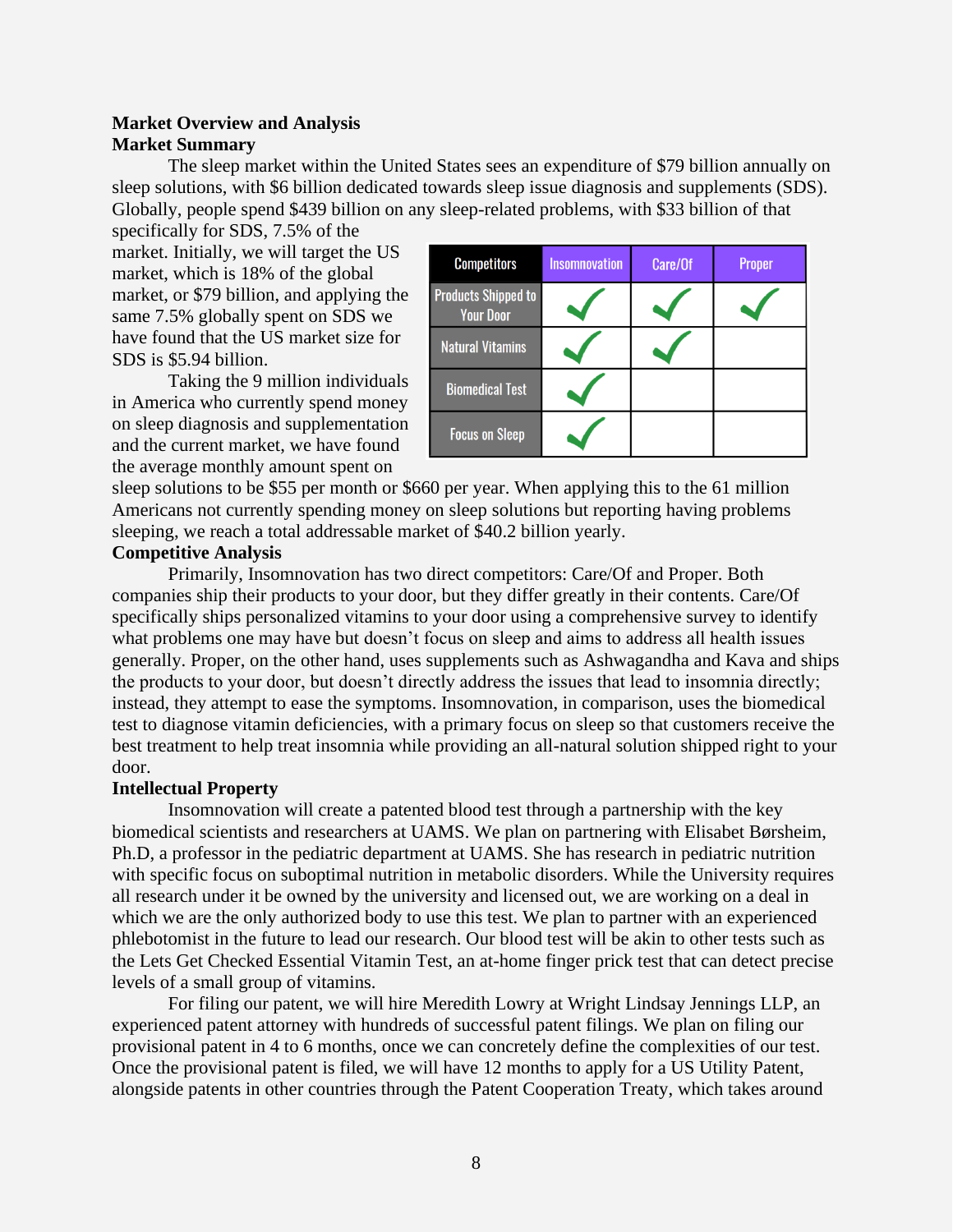## Market Overview and Analysis

### Market Summary

The sleep market within the United States sees an expenditure of $79 billion annually on sleep solutions, with $6 billion dedicated towards sleep issue diagnosis and supplements (SDS). Globally, people spend $439 billion on any sleep-related problems, with $33 billion of that specifically for SDS, 7.5% of the market. Initially, we will target the US market, which is 18% of the global market, or $79 billion, and applying the same 7.5% globally spent on SDS we have found that the US market size for SDS is $5.94 billion.

| Competitors | Insomnovation | Care/Of | Proper |
|---|---|---|---|
| Products Shipped to Your Door | ✓ | ✓ | ✓ |
| Natural Vitamins | ✓ | ✓ | |
| Biomedical Test | ✓ | | |
| Focus on Sleep | ✓ | | |

Taking the 9 million individuals in America who currently spend money on sleep diagnosis and supplementation and the current market, we have found the average monthly amount spent on sleep solutions to be $55 per month or $660 per year. When applying this to the 61 million Americans not currently spending money on sleep solutions but reporting having problems sleeping, we reach a total addressable market of $40.2 billion yearly.

### Competitive Analysis

Primarily, Insomnovation has two direct competitors: Care/Of and Proper. Both companies ship their products to your door, but they differ greatly in their contents. Care/Of specifically ships personalized vitamins to your door using a comprehensive survey to identify what problems one may have but doesn't focus on sleep and aims to address all health issues generally. Proper, on the other hand, uses supplements such as Ashwagandha and Kava and ships the products to your door, but doesn't directly address the issues that lead to insomnia directly; instead, they attempt to ease the symptoms. Insomnovation, in comparison, uses the biomedical test to diagnose vitamin deficiencies, with a primary focus on sleep so that customers receive the best treatment to help treat insomnia while providing an all-natural solution shipped right to your door.

### Intellectual Property

Insomnovation will create a patented blood test through a partnership with the key biomedical scientists and researchers at UAMS. We plan on partnering with Elisabet Børsheim, Ph.D, a professor in the pediatric department at UAMS. She has research in pediatric nutrition with specific focus on suboptimal nutrition in metabolic disorders. While the University requires all research under it be owned by the university and licensed out, we are working on a deal in which we are the only authorized body to use this test. We plan to partner with an experienced phlebotomist in the future to lead our research. Our blood test will be akin to other tests such as the Lets Get Checked Essential Vitamin Test, an at-home finger prick test that can detect precise levels of a small group of vitamins.

For filing our patent, we will hire Meredith Lowry at Wright Lindsay Jennings LLP, an experienced patent attorney with hundreds of successful patent filings. We plan on filing our provisional patent in 4 to 6 months, once we can concretely define the complexities of our test. Once the provisional patent is filed, we will have 12 months to apply for a US Utility Patent, alongside patents in other countries through the Patent Cooperation Treaty, which takes around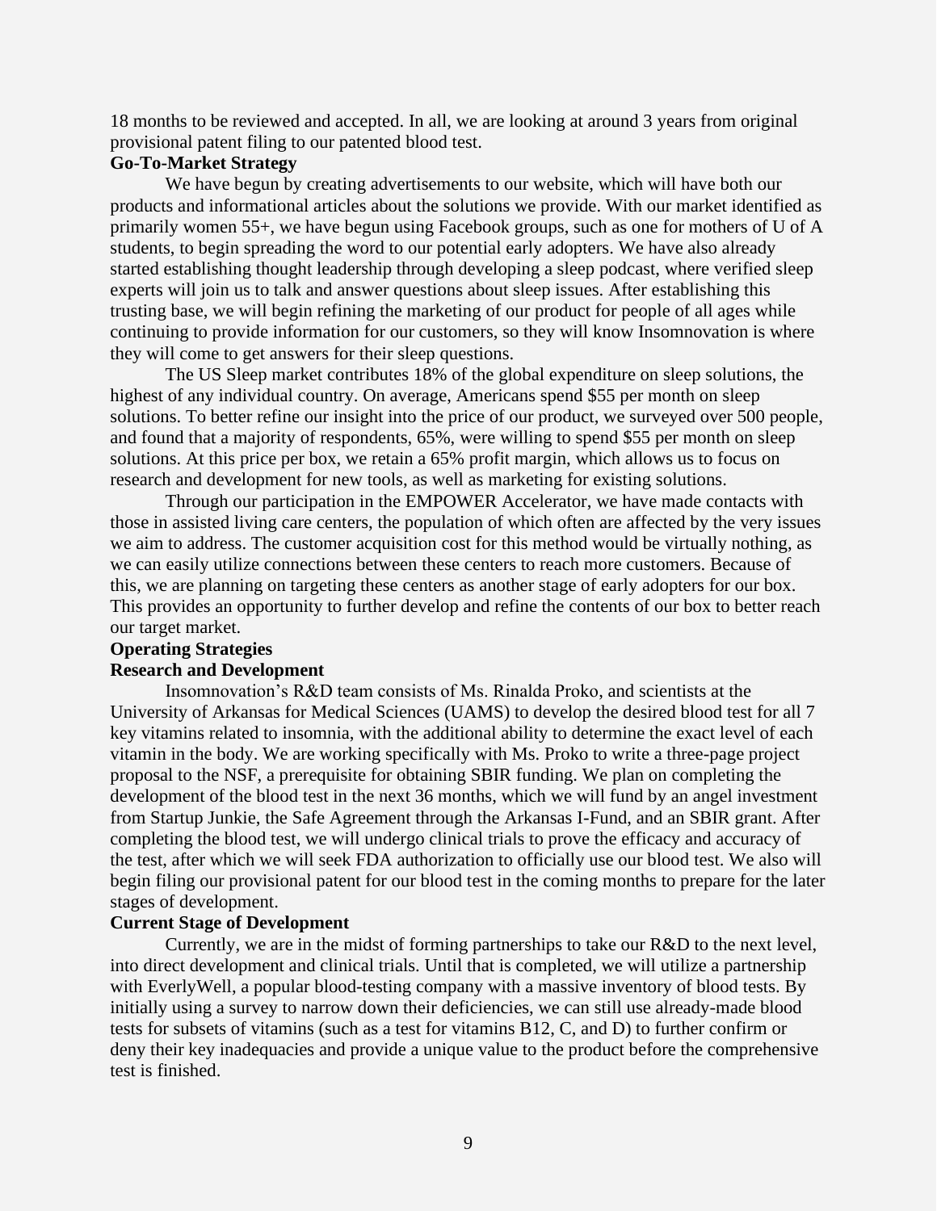18 months to be reviewed and accepted. In all, we are looking at around 3 years from original provisional patent filing to our patented blood test.

**Go-To-Market Strategy**

We have begun by creating advertisements to our website, which will have both our products and informational articles about the solutions we provide. With our market identified as primarily women 55+, we have begun using Facebook groups, such as one for mothers of U of A students, to begin spreading the word to our potential early adopters. We have also already started establishing thought leadership through developing a sleep podcast, where verified sleep experts will join us to talk and answer questions about sleep issues. After establishing this trusting base, we will begin refining the marketing of our product for people of all ages while continuing to provide information for our customers, so they will know Insomnovation is where they will come to get answers for their sleep questions.

The US Sleep market contributes 18% of the global expenditure on sleep solutions, the highest of any individual country. On average, Americans spend $55 per month on sleep solutions. To better refine our insight into the price of our product, we surveyed over 500 people, and found that a majority of respondents, 65%, were willing to spend $55 per month on sleep solutions. At this price per box, we retain a 65% profit margin, which allows us to focus on research and development for new tools, as well as marketing for existing solutions.

Through our participation in the EMPOWER Accelerator, we have made contacts with those in assisted living care centers, the population of which often are affected by the very issues we aim to address. The customer acquisition cost for this method would be virtually nothing, as we can easily utilize connections between these centers to reach more customers. Because of this, we are planning on targeting these centers as another stage of early adopters for our box. This provides an opportunity to further develop and refine the contents of our box to better reach our target market.

**Operating Strategies**

**Research and Development**

Insomnovation's R&D team consists of Ms. Rinalda Proko, and scientists at the University of Arkansas for Medical Sciences (UAMS) to develop the desired blood test for all 7 key vitamins related to insomnia, with the additional ability to determine the exact level of each vitamin in the body. We are working specifically with Ms. Proko to write a three-page project proposal to the NSF, a prerequisite for obtaining SBIR funding. We plan on completing the development of the blood test in the next 36 months, which we will fund by an angel investment from Startup Junkie, the Safe Agreement through the Arkansas I-Fund, and an SBIR grant. After completing the blood test, we will undergo clinical trials to prove the efficacy and accuracy of the test, after which we will seek FDA authorization to officially use our blood test. We also will begin filing our provisional patent for our blood test in the coming months to prepare for the later stages of development.

**Current Stage of Development**

Currently, we are in the midst of forming partnerships to take our R&D to the next level, into direct development and clinical trials. Until that is completed, we will utilize a partnership with EverlyWell, a popular blood-testing company with a massive inventory of blood tests. By initially using a survey to narrow down their deficiencies, we can still use already-made blood tests for subsets of vitamins (such as a test for vitamins B12, C, and D) to further confirm or deny their key inadequacies and provide a unique value to the product before the comprehensive test is finished.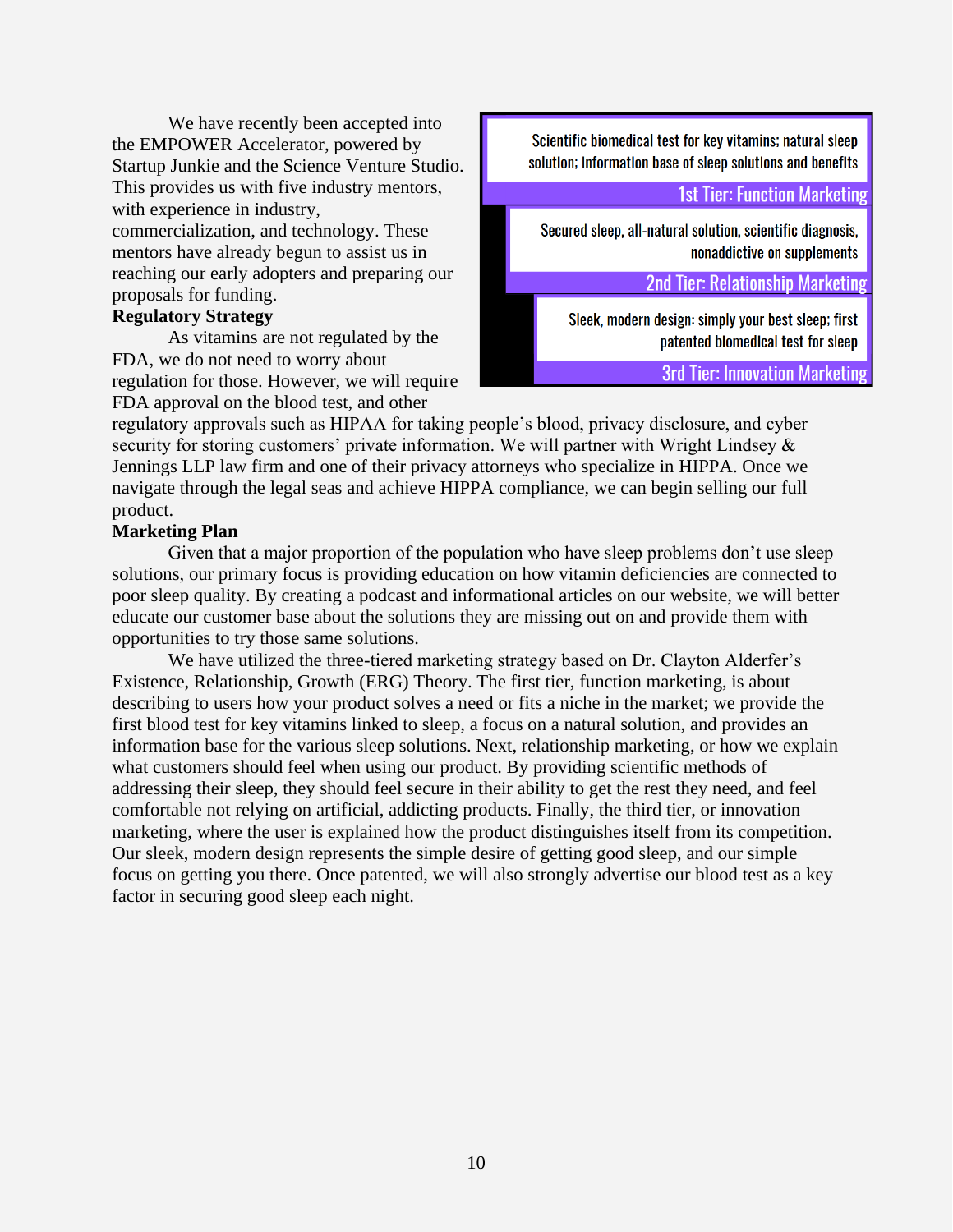We have recently been accepted into the EMPOWER Accelerator, powered by Startup Junkie and the Science Venture Studio. This provides us with five industry mentors, with experience in industry, commercialization, and technology. These mentors have already begun to assist us in reaching our early adopters and preparing our proposals for funding.

| | |
|---|---|
| Scientific biomedical test for key vitamins; natural sleep solution; information base of sleep solutions and benefits | 1st Tier: Function Marketing |
| Secured sleep, all-natural solution, scientific diagnosis, nonaddictive on supplements | 2nd Tier: Relationship Marketing |
| Sleek, modern design: simply your best sleep; first patented biomedical test for sleep | 3rd Tier: Innovation Marketing |

**Regulatory Strategy**

As vitamins are not regulated by the FDA, we do not need to worry about regulation for those. However, we will require FDA approval on the blood test, and other regulatory approvals such as HIPAA for taking people's blood, privacy disclosure, and cyber security for storing customers' private information. We will partner with Wright Lindsey & Jennings LLP law firm and one of their privacy attorneys who specialize in HIPPA. Once we navigate through the legal seas and achieve HIPPA compliance, we can begin selling our full product.

**Marketing Plan**

Given that a major proportion of the population who have sleep problems don't use sleep solutions, our primary focus is providing education on how vitamin deficiencies are connected to poor sleep quality. By creating a podcast and informational articles on our website, we will better educate our customer base about the solutions they are missing out on and provide them with opportunities to try those same solutions.

We have utilized the three-tiered marketing strategy based on Dr. Clayton Alderfer's Existence, Relationship, Growth (ERG) Theory. The first tier, function marketing, is about describing to users how your product solves a need or fits a niche in the market; we provide the first blood test for key vitamins linked to sleep, a focus on a natural solution, and provides an information base for the various sleep solutions. Next, relationship marketing, or how we explain what customers should feel when using our product. By providing scientific methods of addressing their sleep, they should feel secure in their ability to get the rest they need, and feel comfortable not relying on artificial, addicting products. Finally, the third tier, or innovation marketing, where the user is explained how the product distinguishes itself from its competition. Our sleek, modern design represents the simple desire of getting good sleep, and our simple focus on getting you there. Once patented, we will also strongly advertise our blood test as a key factor in securing good sleep each night.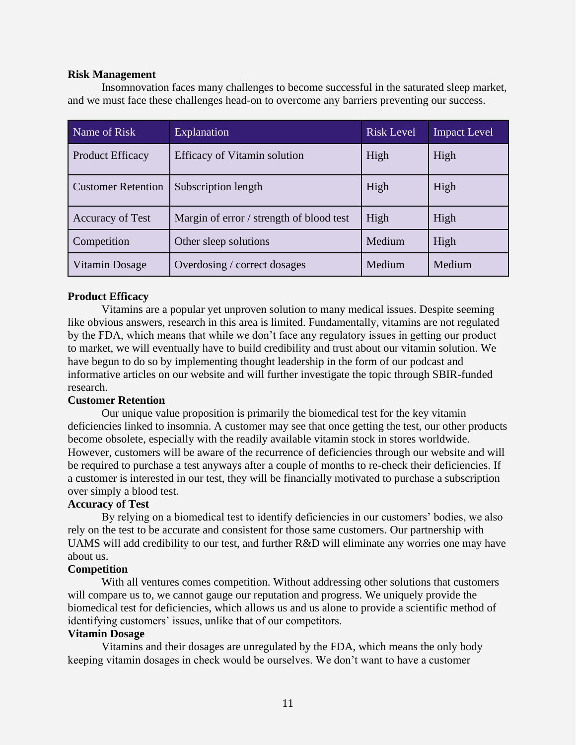**Risk Management**

Insomnovation faces many challenges to become successful in the saturated sleep market, and we must face these challenges head-on to overcome any barriers preventing our success.

| Name of Risk | Explanation | Risk Level | Impact Level |
|---|---|---|---|
| Product Efficacy | Efficacy of Vitamin solution | High | High |
| Customer Retention | Subscription length | High | High |
| Accuracy of Test | Margin of error / strength of blood test | High | High |
| Competition | Other sleep solutions | Medium | High |
| Vitamin Dosage | Overdosing / correct dosages | Medium | Medium |

**Product Efficacy**

Vitamins are a popular yet unproven solution to many medical issues. Despite seeming like obvious answers, research in this area is limited. Fundamentally, vitamins are not regulated by the FDA, which means that while we don't face any regulatory issues in getting our product to market, we will eventually have to build credibility and trust about our vitamin solution. We have begun to do so by implementing thought leadership in the form of our podcast and informative articles on our website and will further investigate the topic through SBIR-funded research.

**Customer Retention**

Our unique value proposition is primarily the biomedical test for the key vitamin deficiencies linked to insomnia. A customer may see that once getting the test, our other products become obsolete, especially with the readily available vitamin stock in stores worldwide. However, customers will be aware of the recurrence of deficiencies through our website and will be required to purchase a test anyways after a couple of months to re-check their deficiencies. If a customer is interested in our test, they will be financially motivated to purchase a subscription over simply a blood test.

**Accuracy of Test**

By relying on a biomedical test to identify deficiencies in our customers' bodies, we also rely on the test to be accurate and consistent for those same customers. Our partnership with UAMS will add credibility to our test, and further R&D will eliminate any worries one may have about us.

**Competition**

With all ventures comes competition. Without addressing other solutions that customers will compare us to, we cannot gauge our reputation and progress. We uniquely provide the biomedical test for deficiencies, which allows us and us alone to provide a scientific method of identifying customers' issues, unlike that of our competitors.

**Vitamin Dosage**

Vitamins and their dosages are unregulated by the FDA, which means the only body keeping vitamin dosages in check would be ourselves. We don't want to have a customer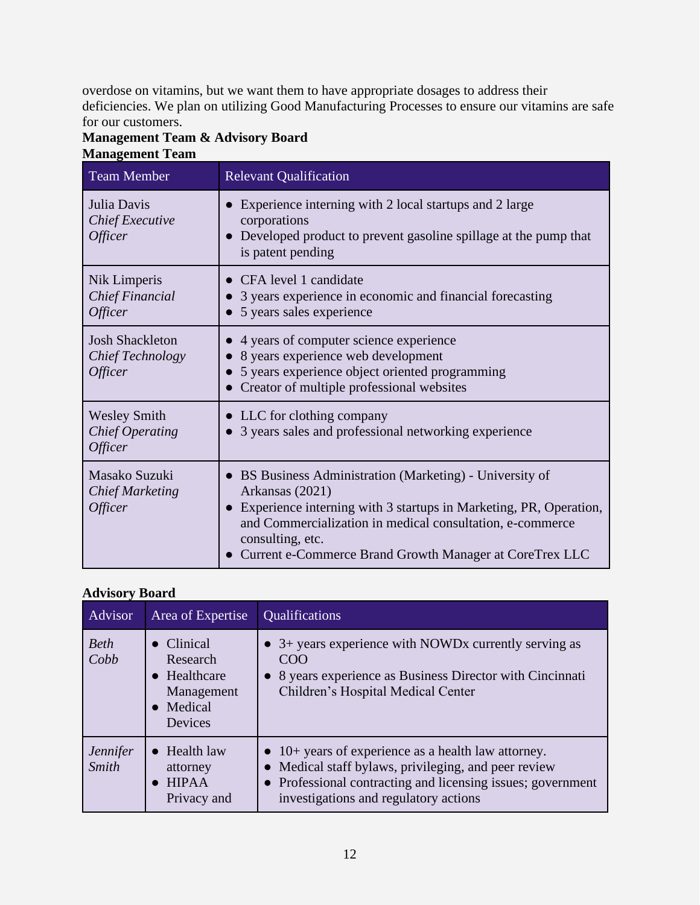overdose on vitamins, but we want them to have appropriate dosages to address their deficiencies. We plan on utilizing Good Manufacturing Processes to ensure our vitamins are safe for our customers.

## Management Team & Advisory Board

### Management Team

| Team Member | Relevant Qualification |
|---|---|
| Julia Davis<br>*Chief Executive Officer* | • Experience interning with 2 local startups and 2 large corporations<br>• Developed product to prevent gasoline spillage at the pump that is patent pending |
| Nik Limperis<br>*Chief Financial Officer* | • CFA level 1 candidate<br>• 3 years experience in economic and financial forecasting<br>• 5 years sales experience |
| Josh Shackleton<br>*Chief Technology Officer* | • 4 years of computer science experience<br>• 8 years experience web development<br>• 5 years experience object oriented programming<br>• Creator of multiple professional websites |
| Wesley Smith<br>*Chief Operating Officer* | • LLC for clothing company<br>• 3 years sales and professional networking experience |
| Masako Suzuki<br>*Chief Marketing Officer* | • BS Business Administration (Marketing) - University of Arkansas (2021)<br>• Experience interning with 3 startups in Marketing, PR, Operation, and Commercialization in medical consultation, e-commerce consulting, etc.<br>• Current e-Commerce Brand Growth Manager at CoreTrex LLC |

### Advisory Board

| Advisor | Area of Expertise | Qualifications |
|---|---|---|
| *Beth Cobb* | • Clinical Research<br>• Healthcare Management<br>• Medical Devices | • 3+ years experience with NOWDx currently serving as COO<br>• 8 years experience as Business Director with Cincinnati Children's Hospital Medical Center |
| *Jennifer Smith* | • Health law attorney<br>• HIPAA Privacy and | • 10+ years of experience as a health law attorney.<br>• Medical staff bylaws, privileging, and peer review<br>• Professional contracting and licensing issues; government investigations and regulatory actions |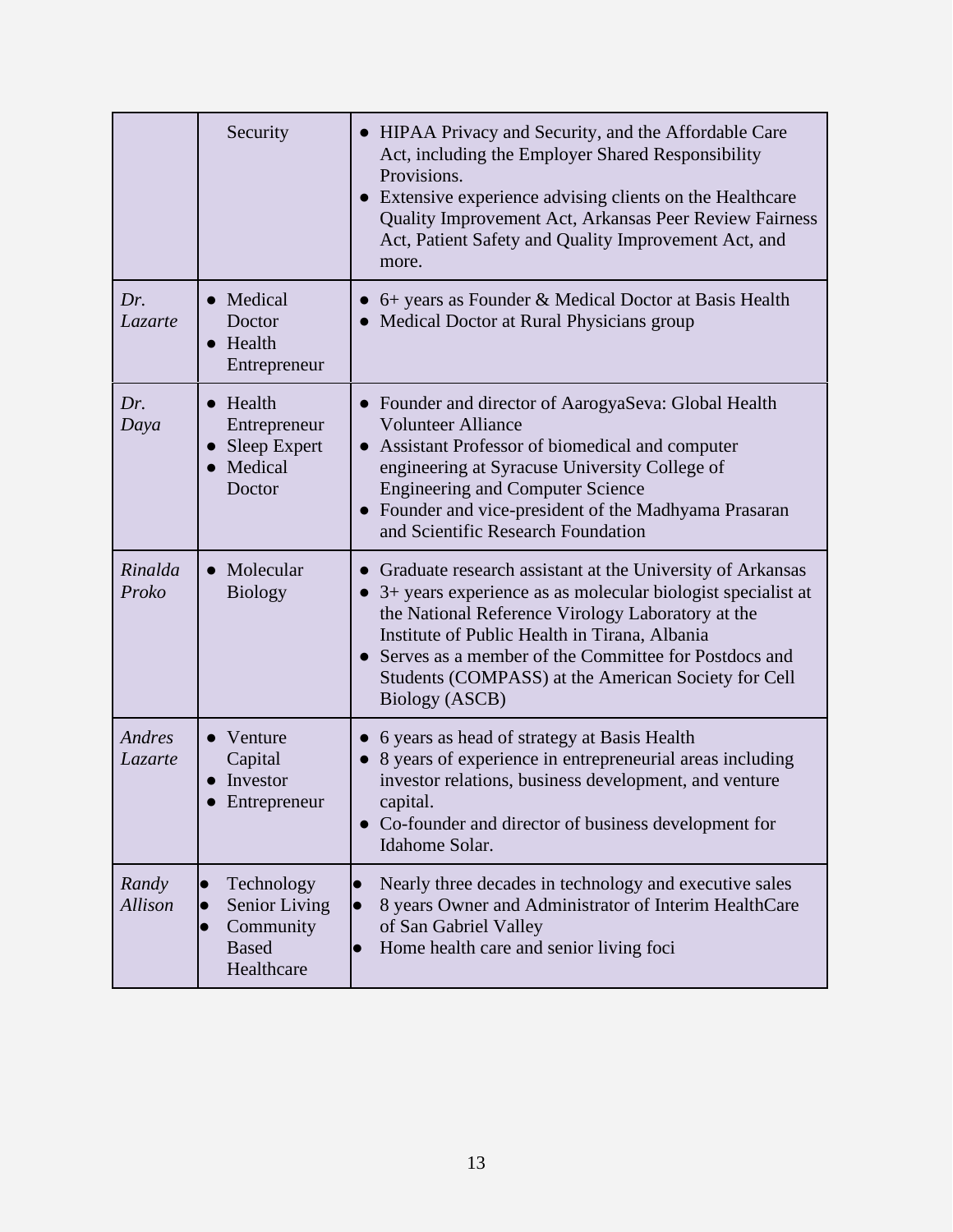| | | |
|---|---|---|
| | Security | • HIPAA Privacy and Security, and the Affordable Care Act, including the Employer Shared Responsibility Provisions.<br>• Extensive experience advising clients on the Healthcare Quality Improvement Act, Arkansas Peer Review Fairness Act, Patient Safety and Quality Improvement Act, and more. |
| *Dr. Lazarte* | • Medical Doctor<br>• Health Entrepreneur | • 6+ years as Founder & Medical Doctor at Basis Health<br>• Medical Doctor at Rural Physicians group |
| *Dr. Daya* | • Health Entrepreneur<br>• Sleep Expert<br>• Medical Doctor | • Founder and director of AarogyaSeva: Global Health Volunteer Alliance<br>• Assistant Professor of biomedical and computer engineering at Syracuse University College of Engineering and Computer Science<br>• Founder and vice-president of the Madhyama Prasaran and Scientific Research Foundation |
| *Rinalda Proko* | • Molecular Biology | • Graduate research assistant at the University of Arkansas<br>• 3+ years experience as as molecular biologist specialist at the National Reference Virology Laboratory at the Institute of Public Health in Tirana, Albania<br>• Serves as a member of the Committee for Postdocs and Students (COMPASS) at the American Society for Cell Biology (ASCB) |
| *Andres Lazarte* | • Venture Capital<br>• Investor<br>• Entrepreneur | • 6 years as head of strategy at Basis Health<br>• 8 years of experience in entrepreneurial areas including investor relations, business development, and venture capital.<br>• Co-founder and director of business development for Idahome Solar. |
| *Randy Allison* | • Technology<br>• Senior Living<br>• Community Based Healthcare | • Nearly three decades in technology and executive sales<br>• 8 years Owner and Administrator of Interim HealthCare of San Gabriel Valley<br>• Home health care and senior living foci |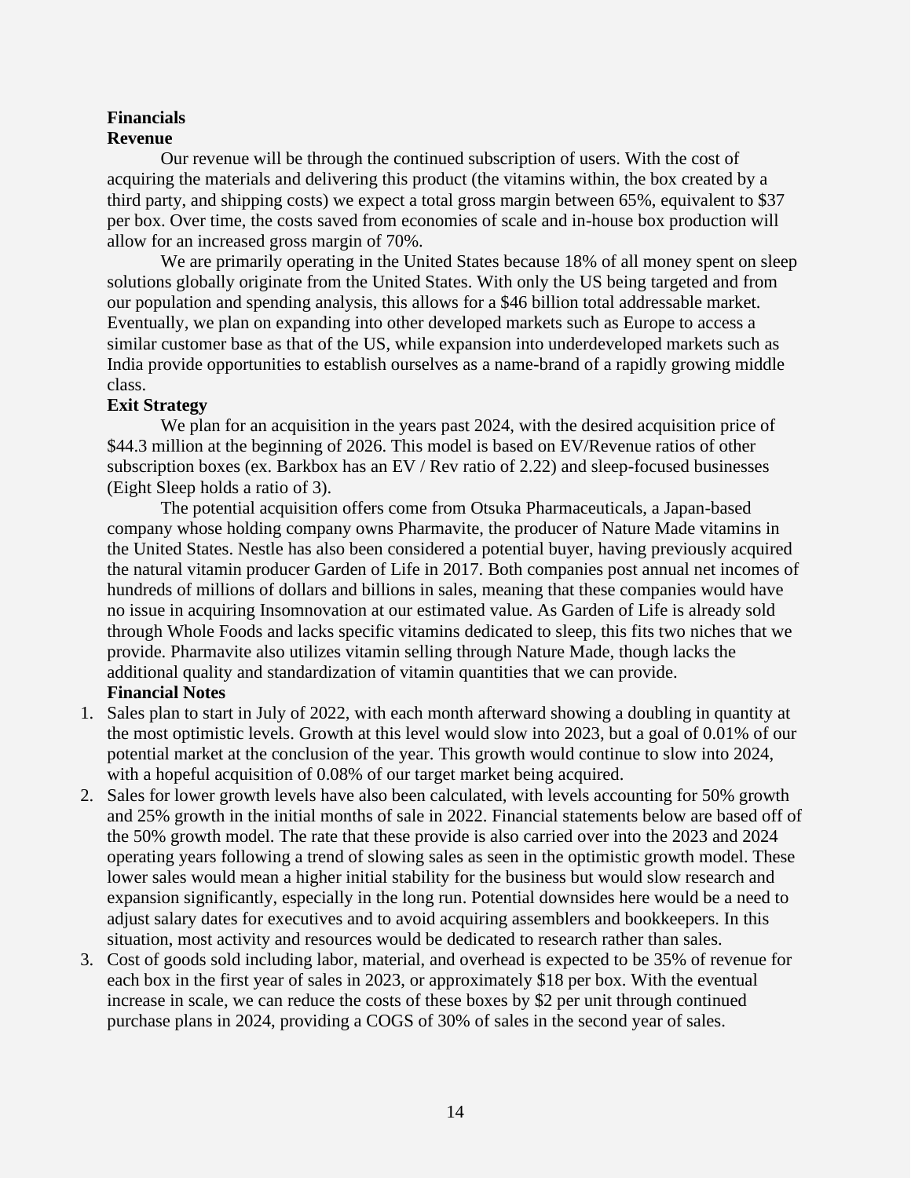**Financials**

**Revenue**

Our revenue will be through the continued subscription of users. With the cost of acquiring the materials and delivering this product (the vitamins within, the box created by a third party, and shipping costs) we expect a total gross margin between 65%, equivalent to $37 per box. Over time, the costs saved from economies of scale and in-house box production will allow for an increased gross margin of 70%.

We are primarily operating in the United States because 18% of all money spent on sleep solutions globally originate from the United States. With only the US being targeted and from our population and spending analysis, this allows for a $46 billion total addressable market. Eventually, we plan on expanding into other developed markets such as Europe to access a similar customer base as that of the US, while expansion into underdeveloped markets such as India provide opportunities to establish ourselves as a name-brand of a rapidly growing middle class.

**Exit Strategy**

We plan for an acquisition in the years past 2024, with the desired acquisition price of $44.3 million at the beginning of 2026. This model is based on EV/Revenue ratios of other subscription boxes (ex. Barkbox has an EV / Rev ratio of 2.22) and sleep-focused businesses (Eight Sleep holds a ratio of 3).

The potential acquisition offers come from Otsuka Pharmaceuticals, a Japan-based company whose holding company owns Pharmavite, the producer of Nature Made vitamins in the United States. Nestle has also been considered a potential buyer, having previously acquired the natural vitamin producer Garden of Life in 2017. Both companies post annual net incomes of hundreds of millions of dollars and billions in sales, meaning that these companies would have no issue in acquiring Insomnovation at our estimated value. As Garden of Life is already sold through Whole Foods and lacks specific vitamins dedicated to sleep, this fits two niches that we provide. Pharmavite also utilizes vitamin selling through Nature Made, though lacks the additional quality and standardization of vitamin quantities that we can provide.

**Financial Notes**

1. Sales plan to start in July of 2022, with each month afterward showing a doubling in quantity at the most optimistic levels. Growth at this level would slow into 2023, but a goal of 0.01% of our potential market at the conclusion of the year. This growth would continue to slow into 2024, with a hopeful acquisition of 0.08% of our target market being acquired.
2. Sales for lower growth levels have also been calculated, with levels accounting for 50% growth and 25% growth in the initial months of sale in 2022. Financial statements below are based off of the 50% growth model. The rate that these provide is also carried over into the 2023 and 2024 operating years following a trend of slowing sales as seen in the optimistic growth model. These lower sales would mean a higher initial stability for the business but would slow research and expansion significantly, especially in the long run. Potential downsides here would be a need to adjust salary dates for executives and to avoid acquiring assemblers and bookkeepers. In this situation, most activity and resources would be dedicated to research rather than sales.
3. Cost of goods sold including labor, material, and overhead is expected to be 35% of revenue for each box in the first year of sales in 2023, or approximately $18 per box. With the eventual increase in scale, we can reduce the costs of these boxes by $2 per unit through continued purchase plans in 2024, providing a COGS of 30% of sales in the second year of sales.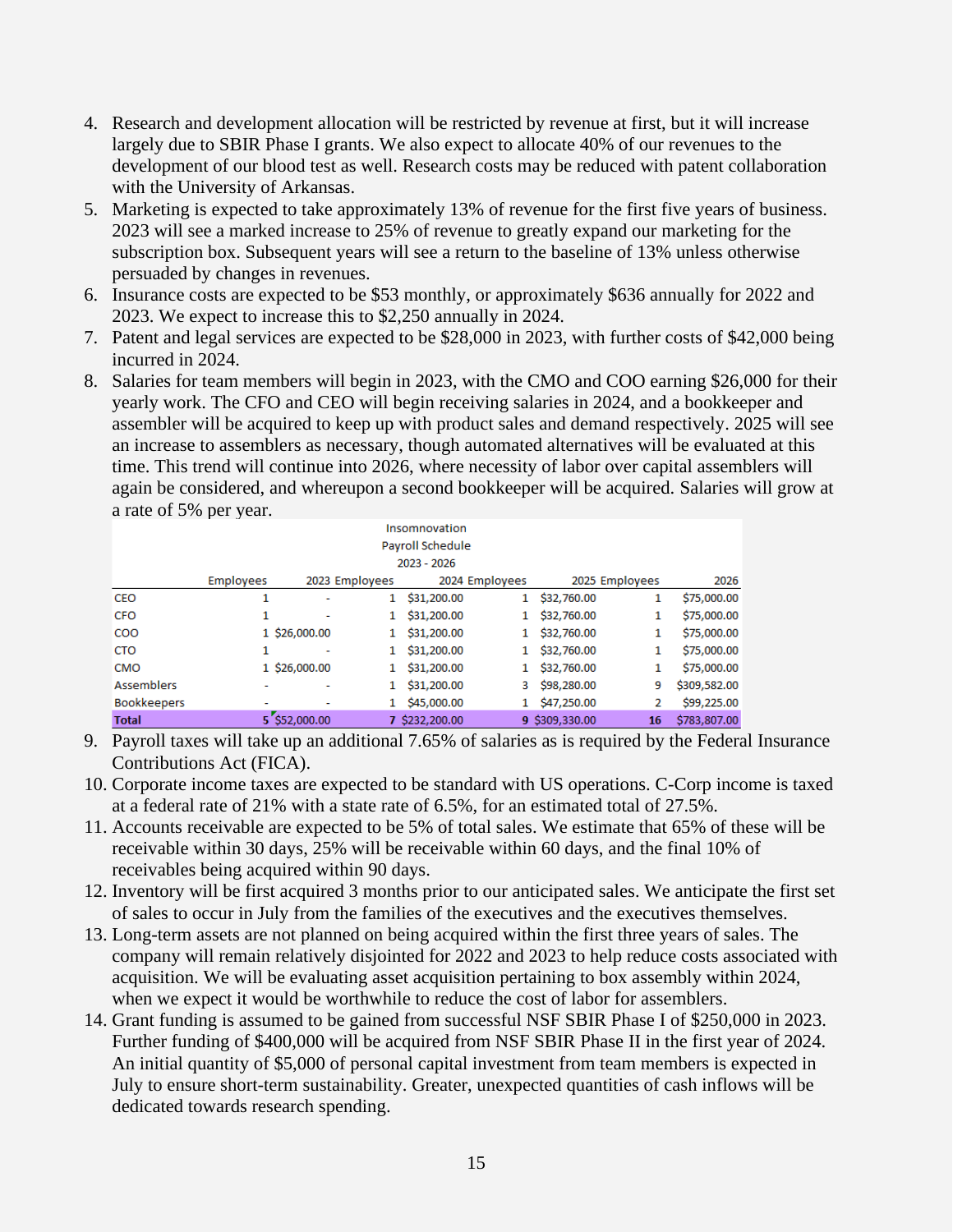4. Research and development allocation will be restricted by revenue at first, but it will increase largely due to SBIR Phase I grants. We also expect to allocate 40% of our revenues to the development of our blood test as well. Research costs may be reduced with patent collaboration with the University of Arkansas.
5. Marketing is expected to take approximately 13% of revenue for the first five years of business. 2023 will see a marked increase to 25% of revenue to greatly expand our marketing for the subscription box. Subsequent years will see a return to the baseline of 13% unless otherwise persuaded by changes in revenues.
6. Insurance costs are expected to be $53 monthly, or approximately $636 annually for 2022 and 2023. We expect to increase this to $2,250 annually in 2024.
7. Patent and legal services are expected to be $28,000 in 2023, with further costs of $42,000 being incurred in 2024.
8. Salaries for team members will begin in 2023, with the CMO and COO earning $26,000 for their yearly work. The CFO and CEO will begin receiving salaries in 2024, and a bookkeeper and assembler will be acquired to keep up with product sales and demand respectively. 2025 will see an increase to assemblers as necessary, though automated alternatives will be evaluated at this time. This trend will continue into 2026, where necessity of labor over capital assemblers will again be considered, and whereupon a second bookkeeper will be acquired. Salaries will grow at a rate of 5% per year.

Insomnovation
Payroll Schedule
2023 - 2026

| | Employees | 2023 | Employees | 2024 | Employees | 2025 | Employees | 2026 |
|---|---|---|---|---|---|---|---|---|
| CEO | 1 | - | 1 | $31,200.00 | 1 | $32,760.00 | 1 | $75,000.00 |
| CFO | 1 | - | 1 | $31,200.00 | 1 | $32,760.00 | 1 | $75,000.00 |
| COO | 1 | $26,000.00 | 1 | $31,200.00 | 1 | $32,760.00 | 1 | $75,000.00 |
| CTO | 1 | - | 1 | $31,200.00 | 1 | $32,760.00 | 1 | $75,000.00 |
| CMO | 1 | $26,000.00 | 1 | $31,200.00 | 1 | $32,760.00 | 1 | $75,000.00 |
| Assemblers | - | - | 1 | $31,200.00 | 3 | $98,280.00 | 9 | $309,582.00 |
| Bookkeepers | - | - | 1 | $45,000.00 | 1 | $47,250.00 | 2 | $99,225.00 |
| **Total** | **5** | **$52,000.00** | **7** | **$232,200.00** | **9** | **$309,330.00** | **16** | **$783,807.00** |

9. Payroll taxes will take up an additional 7.65% of salaries as is required by the Federal Insurance Contributions Act (FICA).
10. Corporate income taxes are expected to be standard with US operations. C-Corp income is taxed at a federal rate of 21% with a state rate of 6.5%, for an estimated total of 27.5%.
11. Accounts receivable are expected to be 5% of total sales. We estimate that 65% of these will be receivable within 30 days, 25% will be receivable within 60 days, and the final 10% of receivables being acquired within 90 days.
12. Inventory will be first acquired 3 months prior to our anticipated sales. We anticipate the first set of sales to occur in July from the families of the executives and the executives themselves.
13. Long-term assets are not planned on being acquired within the first three years of sales. The company will remain relatively disjointed for 2022 and 2023 to help reduce costs associated with acquisition. We will be evaluating asset acquisition pertaining to box assembly within 2024, when we expect it would be worthwhile to reduce the cost of labor for assemblers.
14. Grant funding is assumed to be gained from successful NSF SBIR Phase I of $250,000 in 2023. Further funding of $400,000 will be acquired from NSF SBIR Phase II in the first year of 2024. An initial quantity of $5,000 of personal capital investment from team members is expected in July to ensure short-term sustainability. Greater, unexpected quantities of cash inflows will be dedicated towards research spending.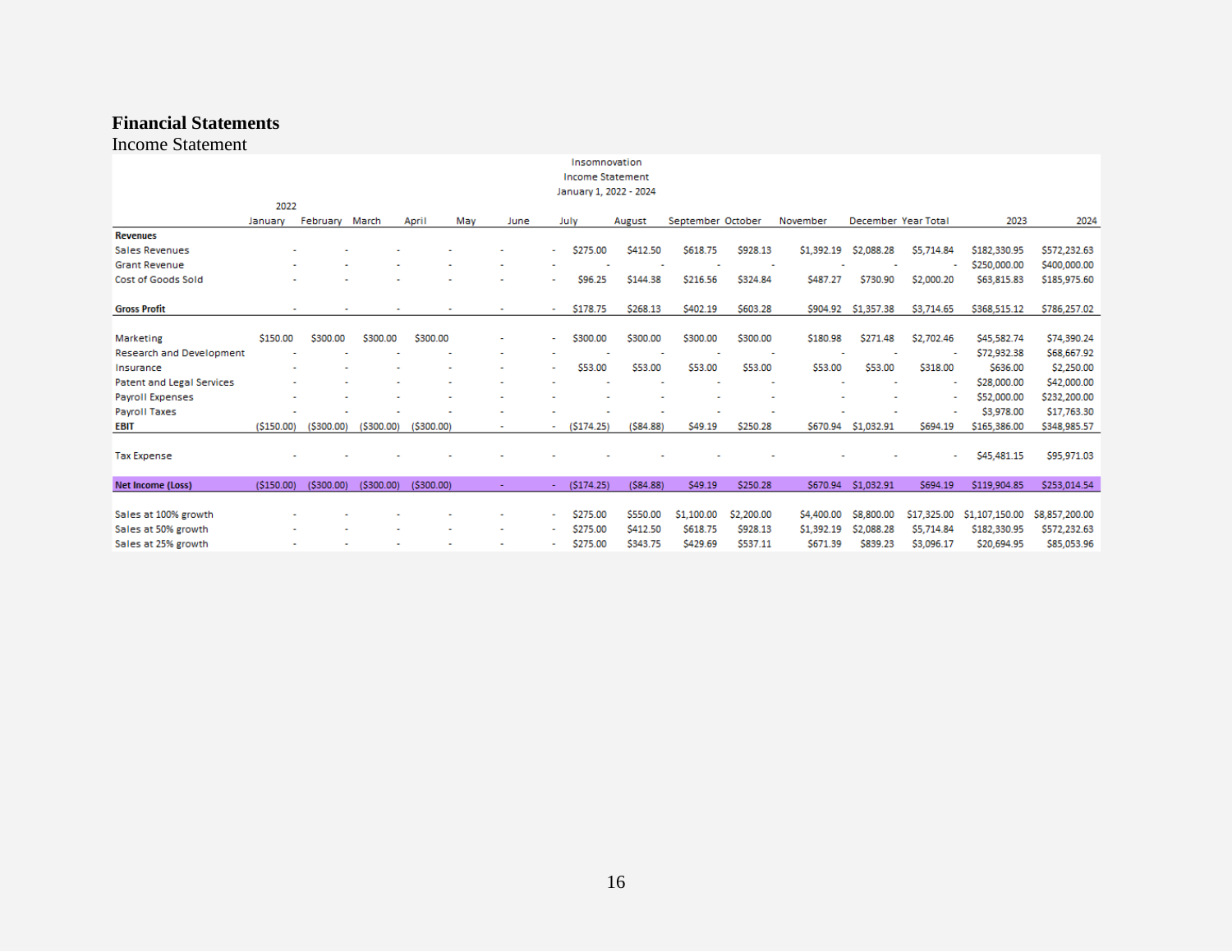# Financial Statements

## Income Statement

Insomnovation
Income Statement
January 1, 2022 - 2024

| | 2022 | | | | | | | | | | | | | | |
|---|---|---|---|---|---|---|---|---|---|---|---|---|---|---|---|
| | January | February | March | April | May | June | July | August | September | October | November | December | Year Total | 2023 | 2024 |
| **Revenues** | | | | | | | | | | | | | | | |
| Sales Revenues | - | - | - | - | - | - | $275.00 | $412.50 | $618.75 | $928.13 | $1,392.19 | $2,088.28 | $5,714.84 | $182,330.95 | $572,232.63 |
| Grant Revenue | - | - | - | - | - | - | - | - | - | - | - | - | - | $250,000.00 | $400,000.00 |
| Cost of Goods Sold | - | - | - | - | - | - | $96.25 | $144.38 | $216.56 | $324.84 | $487.27 | $730.90 | $2,000.20 | $63,815.83 | $185,975.60 |
| **Gross Profit** | - | - | - | - | - | - | $178.75 | $268.13 | $402.19 | $603.28 | $904.92 | $1,357.38 | $3,714.65 | $368,515.12 | $786,257.02 |
| Marketing | $150.00 | $300.00 | $300.00 | $300.00 | - | - | $300.00 | $300.00 | $300.00 | $300.00 | $180.98 | $271.48 | $2,702.46 | $45,582.74 | $74,390.24 |
| Research and Development | - | - | - | - | - | - | - | - | - | - | - | - | - | $72,932.38 | $68,667.92 |
| Insurance | - | - | - | - | - | - | $53.00 | $53.00 | $53.00 | $53.00 | $53.00 | $53.00 | $318.00 | $636.00 | $2,250.00 |
| Patent and Legal Services | - | - | - | - | - | - | - | - | - | - | - | - | - | $28,000.00 | $42,000.00 |
| Payroll Expenses | - | - | - | - | - | - | - | - | - | - | - | - | - | $52,000.00 | $232,200.00 |
| Payroll Taxes | - | - | - | - | - | - | - | - | - | - | - | - | - | $3,978.00 | $17,763.30 |
| **EBIT** | ($150.00) | ($300.00) | ($300.00) | ($300.00) | - | - | ($174.25) | ($84.88) | $49.19 | $250.28 | $670.94 | $1,032.91 | $694.19 | $165,386.00 | $348,985.57 |
| Tax Expense | - | - | - | - | - | - | - | - | - | - | - | - | - | $45,481.15 | $95,971.03 |
| **Net Income (Loss)** | ($150.00) | ($300.00) | ($300.00) | ($300.00) | - | - | ($174.25) | ($84.88) | $49.19 | $250.28 | $670.94 | $1,032.91 | $694.19 | $119,904.85 | $253,014.54 |
| Sales at 100% growth | - | - | - | - | - | - | $275.00 | $550.00 | $1,100.00 | $2,200.00 | $4,400.00 | $8,800.00 | $17,325.00 | $1,107,150.00 | $8,857,200.00 |
| Sales at 50% growth | - | - | - | - | - | - | $275.00 | $412.50 | $618.75 | $928.13 | $1,392.19 | $2,088.28 | $5,714.84 | $182,330.95 | $572,232.63 |
| Sales at 25% growth | - | - | - | - | - | - | $275.00 | $343.75 | $429.69 | $537.11 | $671.39 | $839.23 | $3,096.17 | $20,694.95 | $85,053.96 |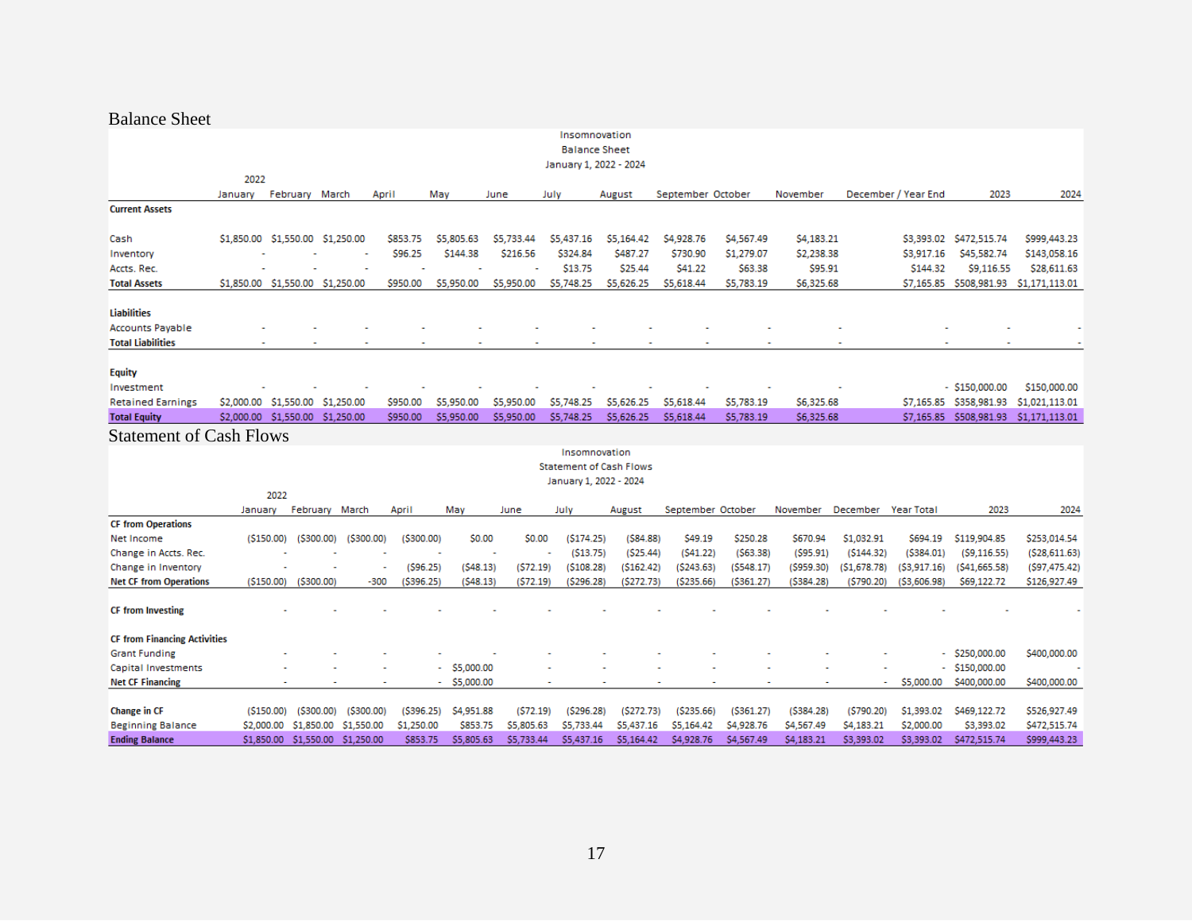## Balance Sheet

Insomnovation
Balance Sheet
January 1, 2022 - 2024

| | 2022 | | | | | | | | | | | | | |
|---|---|---|---|---|---|---|---|---|---|---|---|---|---|---|
| | January | February | March | April | May | June | July | August | September | October | November | December / Year End | 2023 | 2024 |
| **Current Assets** | | | | | | | | | | | | | | |
| Cash | $1,850.00 | $1,550.00 | $1,250.00 | $853.75 | $5,805.63 | $5,733.44 | $5,437.16 | $5,164.42 | $4,928.76 | $4,567.49 | $4,183.21 | $3,393.02 | $472,515.74 | $999,443.23 |
| Inventory | - | - | - | $96.25 | $144.38 | $216.56 | $324.84 | $487.27 | $730.90 | $1,279.07 | $2,238.38 | $3,917.16 | $45,582.74 | $143,058.16 |
| Accts. Rec. | - | - | - | - | - | - | $13.75 | $25.44 | $41.22 | $63.38 | $95.91 | $144.32 | $9,116.55 | $28,611.63 |
| **Total Assets** | $1,850.00 | $1,550.00 | $1,250.00 | $950.00 | $5,950.00 | $5,950.00 | $5,748.25 | $5,626.25 | $5,618.44 | $5,783.19 | $6,325.68 | $7,165.85 | $508,981.93 | $1,171,113.01 |
| | | | | | | | | | | | | | | |
| **Liabilities** | | | | | | | | | | | | | | |
| Accounts Payable | - | - | - | - | - | - | - | - | - | - | - | - | - | - |
| **Total Liabilities** | - | - | - | - | - | - | - | - | - | - | - | - | - | - |
| | | | | | | | | | | | | | | |
| **Equity** | | | | | | | | | | | | | | |
| Investment | - | - | - | - | - | - | - | - | - | - | - | - | $150,000.00 | $150,000.00 |
| Retained Earnings | $2,000.00 | $1,550.00 | $1,250.00 | $950.00 | $5,950.00 | $5,950.00 | $5,748.25 | $5,626.25 | $5,618.44 | $5,783.19 | $6,325.68 | $7,165.85 | $358,981.93 | $1,021,113.01 |
| **Total Equity** | $2,000.00 | $1,550.00 | $1,250.00 | $950.00 | $5,950.00 | $5,950.00 | $5,748.25 | $5,626.25 | $5,618.44 | $5,783.19 | $6,325.68 | $7,165.85 | $508,981.93 | $1,171,113.01 |

## Statement of Cash Flows

Insomnovation
Statement of Cash Flows
January 1, 2022 - 2024

| | 2022 | | | | | | | | | | | | | | |
|---|---|---|---|---|---|---|---|---|---|---|---|---|---|---|---|
| | January | February | March | April | May | June | July | August | September | October | November | December | Year Total | 2023 | 2024 |
| **CF from Operations** | | | | | | | | | | | | | | | |
| Net Income | ($150.00) | ($300.00) | ($300.00) | ($300.00) | $0.00 | $0.00 | ($174.25) | ($84.88) | $49.19 | $250.28 | $670.94 | $1,032.91 | $694.19 | $119,904.85 | $253,014.54 |
| Change in Accts. Rec. | - | - | - | - | - | - | ($13.75) | ($25.44) | ($41.22) | ($63.38) | ($95.91) | ($144.32) | ($384.01) | ($9,116.55) | ($28,611.63) |
| Change in Inventory | - | - | - | ($96.25) | ($48.13) | ($72.19) | ($108.28) | ($162.42) | ($243.63) | ($548.17) | ($959.30) | ($1,678.78) | ($3,917.16) | ($41,665.58) | ($97,475.42) |
| **Net CF from Operations** | ($150.00) | ($300.00) | -300 | ($396.25) | ($48.13) | ($72.19) | ($296.28) | ($272.73) | ($235.66) | ($361.27) | ($384.28) | ($790.20) | ($3,606.98) | $69,122.72 | $126,927.49 |
| | | | | | | | | | | | | | | | |
| **CF from Investing** | - | - | - | - | - | - | - | - | - | - | - | - | - | - | - |
| | | | | | | | | | | | | | | | |
| **CF from Financing Activities** | | | | | | | | | | | | | | | |
| Grant Funding | - | - | - | - | - | - | - | - | - | - | - | - | - | $250,000.00 | $400,000.00 |
| Capital Investments | - | - | - | - | $5,000.00 | - | - | - | - | - | - | - | - | $150,000.00 | - |
| **Net CF Financing** | - | - | - | - | $5,000.00 | - | - | - | - | - | - | - | $5,000.00 | $400,000.00 | $400,000.00 |
| | | | | | | | | | | | | | | | |
| **Change in CF** | ($150.00) | ($300.00) | ($300.00) | ($396.25) | $4,951.88 | ($72.19) | ($296.28) | ($272.73) | ($235.66) | ($361.27) | ($384.28) | ($790.20) | $1,393.02 | $469,122.72 | $526,927.49 |
| Beginning Balance | $2,000.00 | $1,850.00 | $1,550.00 | $1,250.00 | $853.75 | $5,805.63 | $5,733.44 | $5,437.16 | $5,164.42 | $4,928.76 | $4,567.49 | $4,183.21 | $2,000.00 | $3,393.02 | $472,515.74 |
| **Ending Balance** | $1,850.00 | $1,550.00 | $1,250.00 | $853.75 | $5,805.63 | $5,733.44 | $5,437.16 | $5,164.42 | $4,928.76 | $4,567.49 | $4,183.21 | $3,393.02 | $3,393.02 | $472,515.74 | $999,443.23 |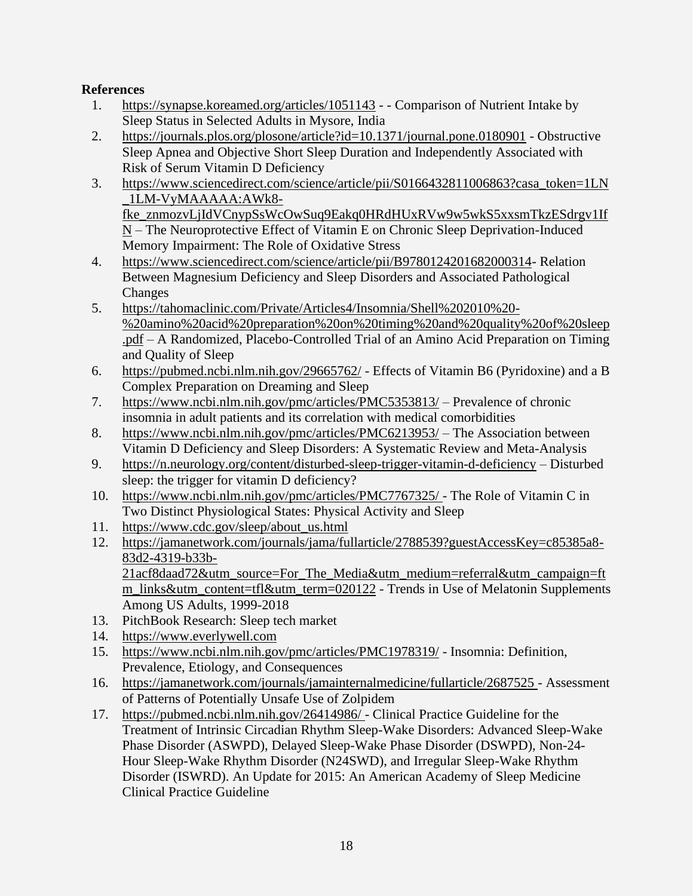**References**

1. https://synapse.koreamed.org/articles/1051143 - - Comparison of Nutrient Intake by Sleep Status in Selected Adults in Mysore, India
2. https://journals.plos.org/plosone/article?id=10.1371/journal.pone.0180901 - Obstructive Sleep Apnea and Objective Short Sleep Duration and Independently Associated with Risk of Serum Vitamin D Deficiency
3. https://www.sciencedirect.com/science/article/pii/S0166432811006863?casa_token=1LN_1LM-VyMAAAAA:AWk8-fke_znmozvLjIdVCnypSsWcOwSuq9Eakq0HRdHUxRVw9w5wkS5xxsmTkzESdrgv1IfN – The Neuroprotective Effect of Vitamin E on Chronic Sleep Deprivation-Induced Memory Impairment: The Role of Oxidative Stress
4. https://www.sciencedirect.com/science/article/pii/B9780124201682000314- Relation Between Magnesium Deficiency and Sleep Disorders and Associated Pathological Changes
5. https://tahomaclinic.com/Private/Articles4/Insomnia/Shell%202010%20-%20amino%20acid%20preparation%20on%20timing%20and%20quality%20of%20sleep.pdf – A Randomized, Placebo-Controlled Trial of an Amino Acid Preparation on Timing and Quality of Sleep
6. https://pubmed.ncbi.nlm.nih.gov/29665762/ - Effects of Vitamin B6 (Pyridoxine) and a B Complex Preparation on Dreaming and Sleep
7. https://www.ncbi.nlm.nih.gov/pmc/articles/PMC5353813/ – Prevalence of chronic insomnia in adult patients and its correlation with medical comorbidities
8. https://www.ncbi.nlm.nih.gov/pmc/articles/PMC6213953/ – The Association between Vitamin D Deficiency and Sleep Disorders: A Systematic Review and Meta-Analysis
9. https://n.neurology.org/content/disturbed-sleep-trigger-vitamin-d-deficiency – Disturbed sleep: the trigger for vitamin D deficiency?
10. https://www.ncbi.nlm.nih.gov/pmc/articles/PMC7767325/ - The Role of Vitamin C in Two Distinct Physiological States: Physical Activity and Sleep
11. https://www.cdc.gov/sleep/about_us.html
12. https://jamanetwork.com/journals/jama/fullarticle/2788539?guestAccessKey=c85385a8-83d2-4319-b33b-21acf8daad72&utm_source=For_The_Media&utm_medium=referral&utm_campaign=ftm_links&utm_content=tfl&utm_term=020122 - Trends in Use of Melatonin Supplements Among US Adults, 1999-2018
13. PitchBook Research: Sleep tech market
14. https://www.everlywell.com
15. https://www.ncbi.nlm.nih.gov/pmc/articles/PMC1978319/ - Insomnia: Definition, Prevalence, Etiology, and Consequences
16. https://jamanetwork.com/journals/jamainternalmedicine/fullarticle/2687525 - Assessment of Patterns of Potentially Unsafe Use of Zolpidem
17. https://pubmed.ncbi.nlm.nih.gov/26414986/ - Clinical Practice Guideline for the Treatment of Intrinsic Circadian Rhythm Sleep-Wake Disorders: Advanced Sleep-Wake Phase Disorder (ASWPD), Delayed Sleep-Wake Phase Disorder (DSWPD), Non-24-Hour Sleep-Wake Rhythm Disorder (N24SWD), and Irregular Sleep-Wake Rhythm Disorder (ISWRD). An Update for 2015: An American Academy of Sleep Medicine Clinical Practice Guideline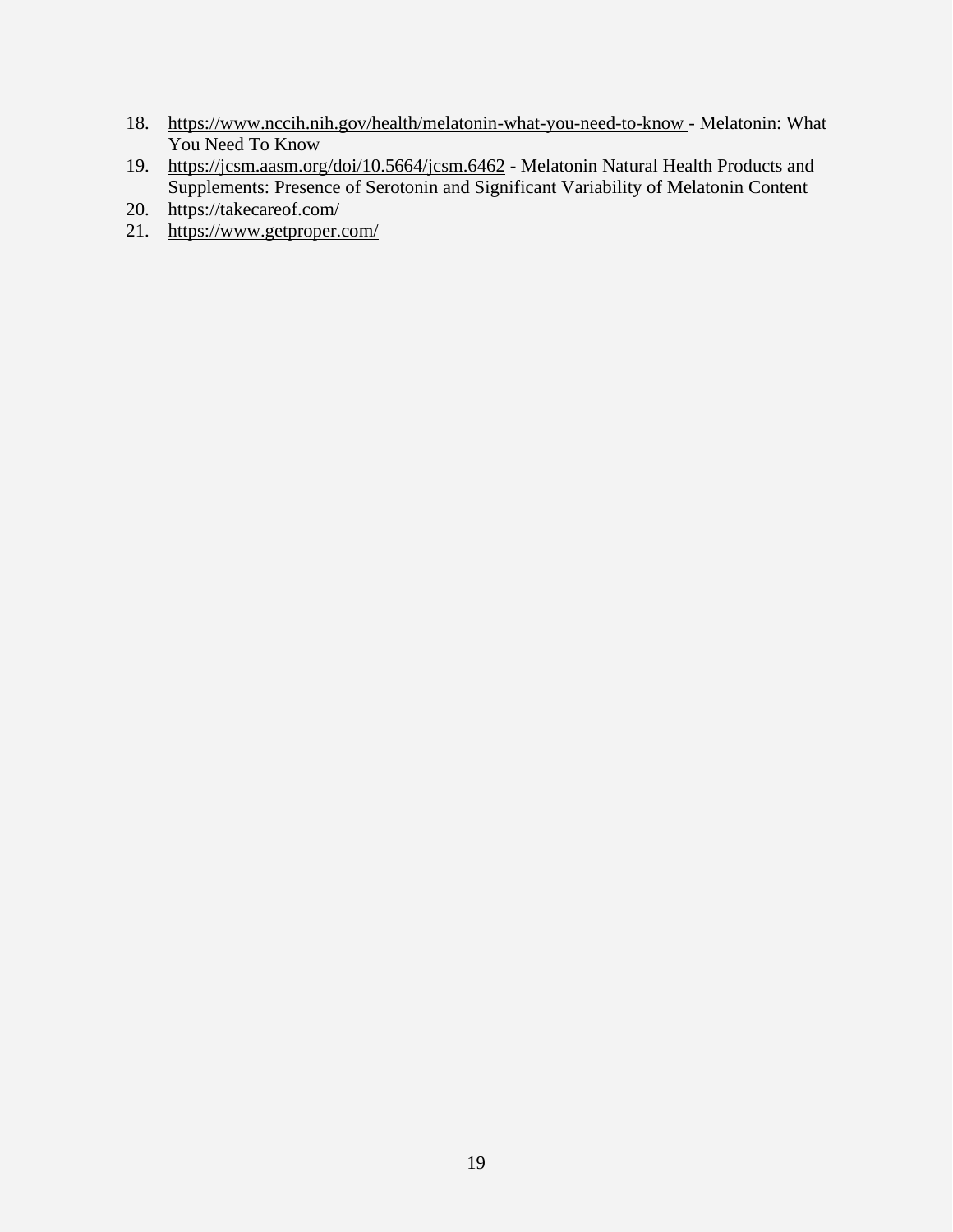18. https://www.nccih.nih.gov/health/melatonin-what-you-need-to-know - Melatonin: What You Need To Know
19. https://jcsm.aasm.org/doi/10.5664/jcsm.6462 - Melatonin Natural Health Products and Supplements: Presence of Serotonin and Significant Variability of Melatonin Content
20. https://takecareof.com/
21. https://www.getproper.com/